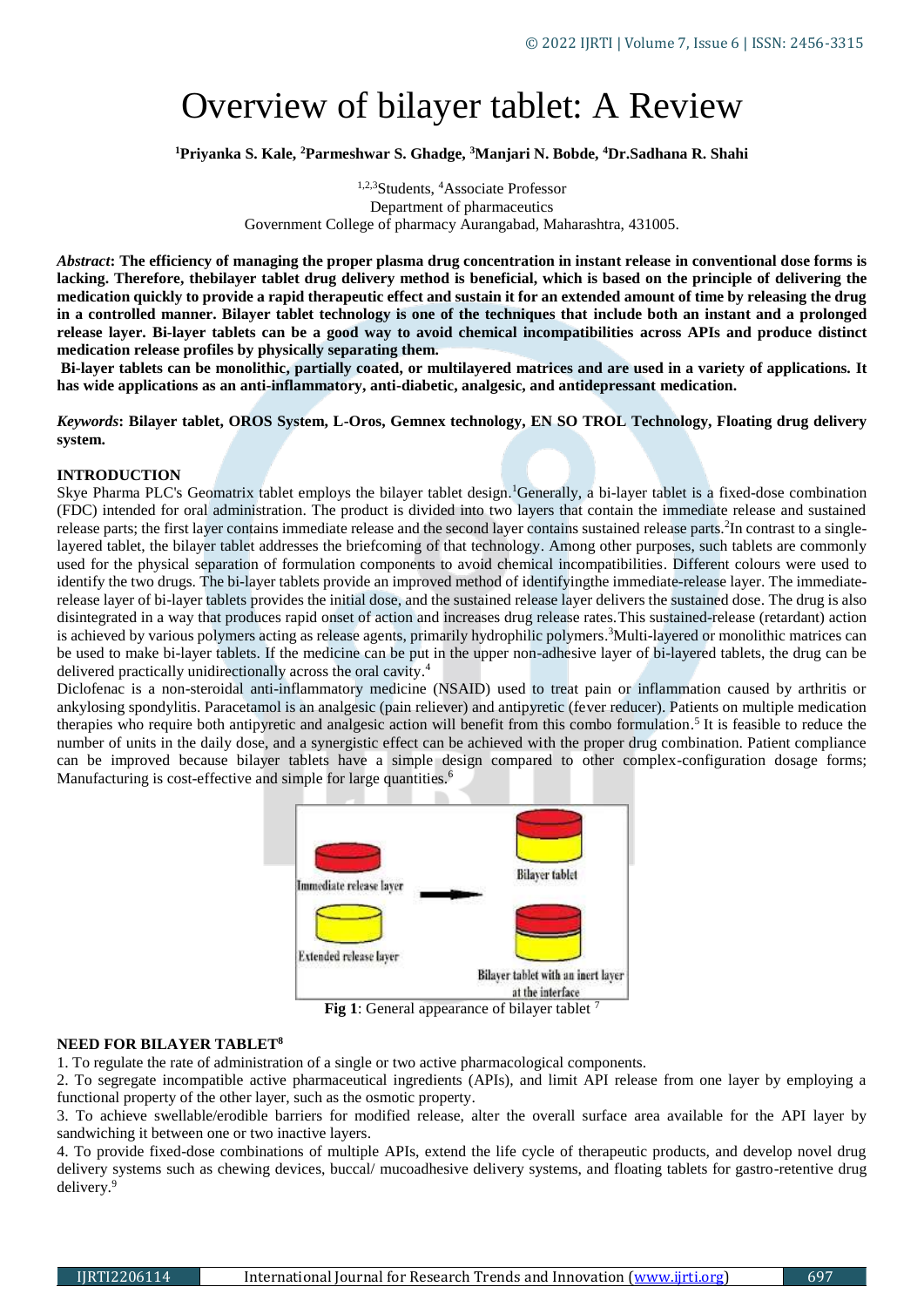# Overview of bilayer tablet: A Review

**[1]Priyanka S. Kale, [2]Parmeshwar S. Ghadge, [3]Manjari N. Bobde, [4]Dr.Sadhana R. Shahi**

[1,2,3]Students, [4]Associate Professor
Department of pharmaceutics
Government College of pharmacy Aurangabad, Maharashtra, 431005.

***Abstract*: The efficiency of managing the proper plasma drug concentration in instant release in conventional dose forms is lacking. Therefore, thebilayer tablet drug delivery method is beneficial, which is based on the principle of delivering the medication quickly to provide a rapid therapeutic effect and sustain it for an extended amount of time by releasing the drug in a controlled manner. Bilayer tablet technology is one of the techniques that include both an instant and a prolonged release layer. Bi-layer tablets can be a good way to avoid chemical incompatibilities across APIs and produce distinct medication release profiles by physically separating them.**

**Bi-layer tablets can be monolithic, partially coated, or multilayered matrices and are used in a variety of applications. It has wide applications as an anti-inflammatory, anti-diabetic, analgesic, and antidepressant medication.**

***Keywords*: Bilayer tablet, OROS System, L-Oros, Gemnex technology, EN SO TROL Technology, Floating drug delivery system.**

## INTRODUCTION

Skye Pharma PLC's Geomatrix tablet employs the bilayer tablet design.[1]Generally, a bi-layer tablet is a fixed-dose combination (FDC) intended for oral administration. The product is divided into two layers that contain the immediate release and sustained release parts; the first layer contains immediate release and the second layer contains sustained release parts.[2]In contrast to a single-layered tablet, the bilayer tablet addresses the briefcoming of that technology. Among other purposes, such tablets are commonly used for the physical separation of formulation components to avoid chemical incompatibilities. Different colours were used to identify the two drugs. The bi-layer tablets provide an improved method of identifyingthe immediate-release layer. The immediate-release layer of bi-layer tablets provides the initial dose, and the sustained release layer delivers the sustained dose. The drug is also disintegrated in a way that produces rapid onset of action and increases drug release rates.This sustained-release (retardant) action is achieved by various polymers acting as release agents, primarily hydrophilic polymers.[3]Multi-layered or monolithic matrices can be used to make bi-layer tablets. If the medicine can be put in the upper non-adhesive layer of bi-layered tablets, the drug can be delivered practically unidirectionally across the oral cavity.[4]

Diclofenac is a non-steroidal anti-inflammatory medicine (NSAID) used to treat pain or inflammation caused by arthritis or ankylosing spondylitis. Paracetamol is an analgesic (pain reliever) and antipyretic (fever reducer). Patients on multiple medication therapies who require both antipyretic and analgesic action will benefit from this combo formulation.[5] It is feasible to reduce the number of units in the daily dose, and a synergistic effect can be achieved with the proper drug combination. Patient compliance can be improved because bilayer tablets have a simple design compared to other complex-configuration dosage forms; Manufacturing is cost-effective and simple for large quantities.[6]

**Fig 1**: General appearance of bilayer tablet [7]

## NEED FOR BILAYER TABLET[8]

1. To regulate the rate of administration of a single or two active pharmacological components.
2. To segregate incompatible active pharmaceutical ingredients (APIs), and limit API release from one layer by employing a functional property of the other layer, such as the osmotic property.
3. To achieve swellable/erodible barriers for modified release, alter the overall surface area available for the API layer by sandwiching it between one or two inactive layers.
4. To provide fixed-dose combinations of multiple APIs, extend the life cycle of therapeutic products, and develop novel drug delivery systems such as chewing devices, buccal/ mucoadhesive delivery systems, and floating tablets for gastro-retentive drug delivery.[9]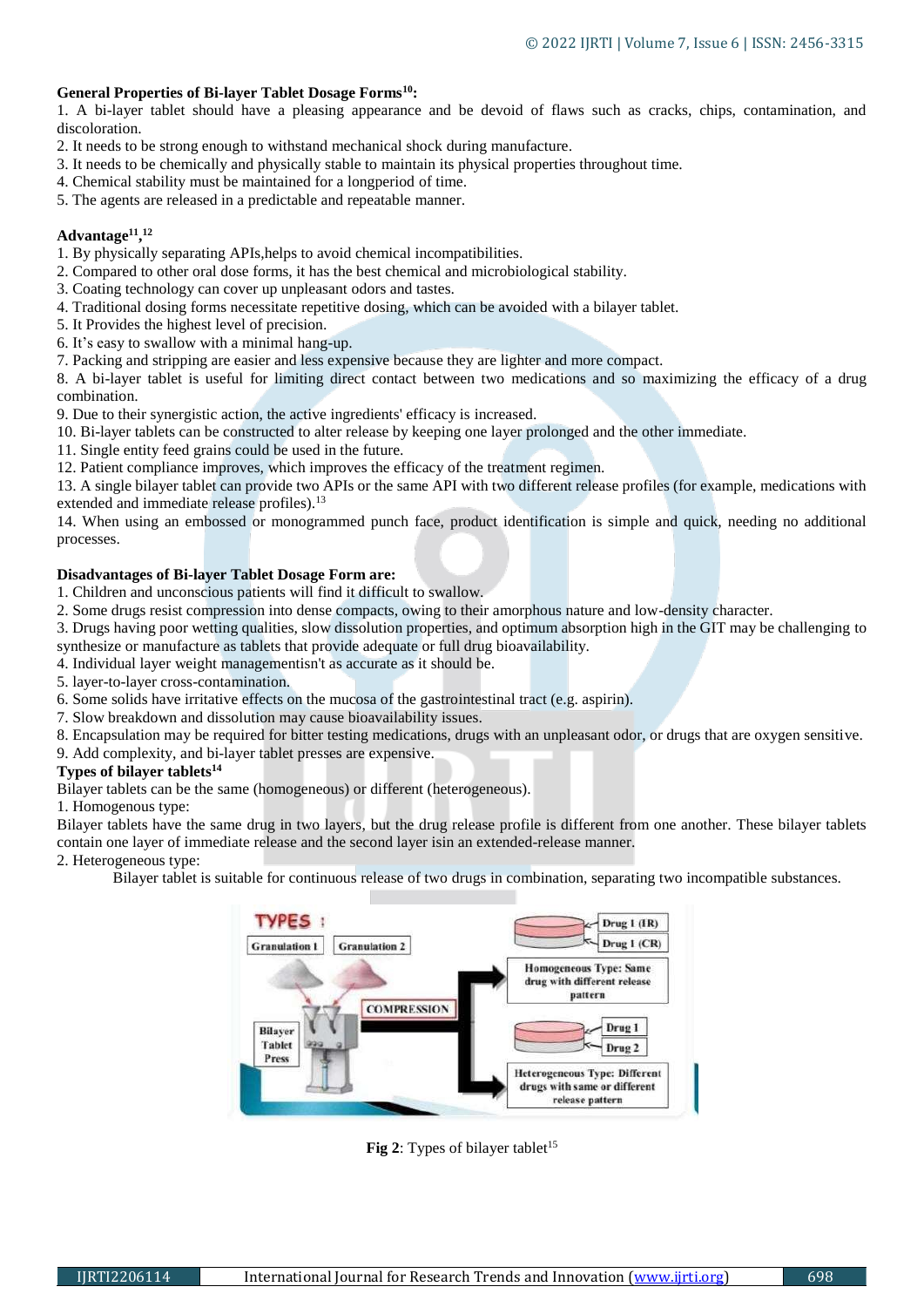**General Properties of Bi-layer Tablet Dosage Forms[10]:**

1. A bi-layer tablet should have a pleasing appearance and be devoid of flaws such as cracks, chips, contamination, and discoloration.
2. It needs to be strong enough to withstand mechanical shock during manufacture.
3. It needs to be chemically and physically stable to maintain its physical properties throughout time.
4. Chemical stability must be maintained for a longperiod of time.
5. The agents are released in a predictable and repeatable manner.

**Advantage[11,12]**

1. By physically separating APIs,helps to avoid chemical incompatibilities.
2. Compared to other oral dose forms, it has the best chemical and microbiological stability.
3. Coating technology can cover up unpleasant odors and tastes.
4. Traditional dosing forms necessitate repetitive dosing, which can be avoided with a bilayer tablet.
5. It Provides the highest level of precision.
6. It's easy to swallow with a minimal hang-up.
7. Packing and stripping are easier and less expensive because they are lighter and more compact.
8. A bi-layer tablet is useful for limiting direct contact between two medications and so maximizing the efficacy of a drug combination.
9. Due to their synergistic action, the active ingredients' efficacy is increased.
10. Bi-layer tablets can be constructed to alter release by keeping one layer prolonged and the other immediate.
11. Single entity feed grains could be used in the future.
12. Patient compliance improves, which improves the efficacy of the treatment regimen.
13. A single bilayer tablet can provide two APIs or the same API with two different release profiles (for example, medications with extended and immediate release profiles).[13]
14. When using an embossed or monogrammed punch face, product identification is simple and quick, needing no additional processes.

**Disadvantages of Bi-layer Tablet Dosage Form are:**

1. Children and unconscious patients will find it difficult to swallow.
2. Some drugs resist compression into dense compacts, owing to their amorphous nature and low-density character.
3. Drugs having poor wetting qualities, slow dissolution properties, and optimum absorption high in the GIT may be challenging to synthesize or manufacture as tablets that provide adequate or full drug bioavailability.
4. Individual layer weight managementisn't as accurate as it should be.
5. layer-to-layer cross-contamination.
6. Some solids have irritative effects on the mucosa of the gastrointestinal tract (e.g. aspirin).
7. Slow breakdown and dissolution may cause bioavailability issues.
8. Encapsulation may be required for bitter testing medications, drugs with an unpleasant odor, or drugs that are oxygen sensitive.
9. Add complexity, and bi-layer tablet presses are expensive.

**Types of bilayer tablets[14]**

Bilayer tablets can be the same (homogeneous) or different (heterogeneous).

1. Homogenous type:

Bilayer tablets have the same drug in two layers, but the drug release profile is different from one another. These bilayer tablets contain one layer of immediate release and the second layer isin an extended-release manner.

2. Heterogeneous type:

Bilayer tablet is suitable for continuous release of two drugs in combination, separating two incompatible substances.

**Fig 2**: Types of bilayer tablet[15]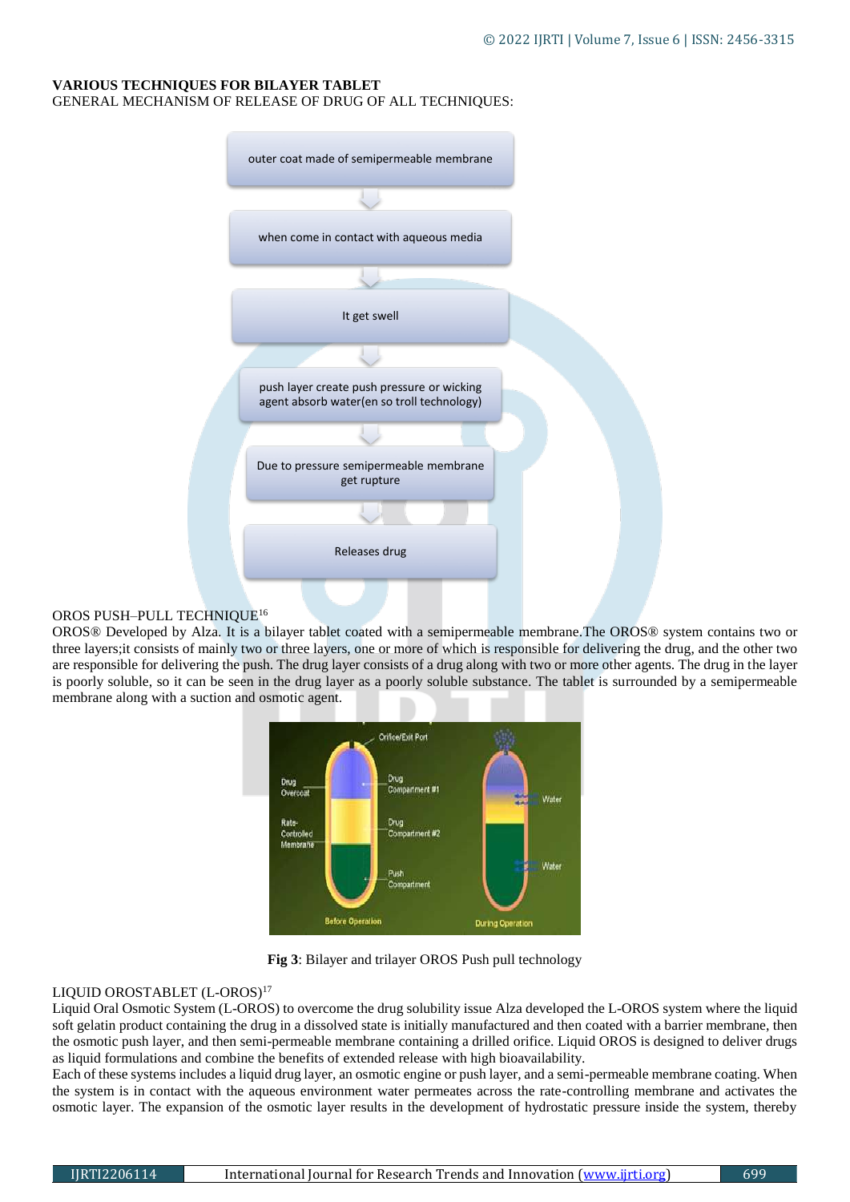### VARIOUS TECHNIQUES FOR BILAYER TABLET

GENERAL MECHANISM OF RELEASE OF DRUG OF ALL TECHNIQUES:

outer coat made of semipermeable membrane

↓

when come in contact with aqueous media

↓

It get swell

↓

push layer create push pressure or wicking agent absorb water(en so troll technology)

↓

Due to pressure semipermeable membrane get rupture

↓

Releases drug

OROS PUSH–PULL TECHNIQUE[16]

OROS® Developed by Alza. It is a bilayer tablet coated with a semipermeable membrane.The OROS® system contains two or three layers;it consists of mainly two or three layers, one or more of which is responsible for delivering the drug, and the other two are responsible for delivering the push. The drug layer consists of a drug along with two or more other agents. The drug in the layer is poorly soluble, so it can be seen in the drug layer as a poorly soluble substance. The tablet is surrounded by a semipermeable membrane along with a suction and osmotic agent.

**Fig 3**: Bilayer and trilayer OROS Push pull technology

LIQUID OROSTABLET (L-OROS)[17]

Liquid Oral Osmotic System (L-OROS) to overcome the drug solubility issue Alza developed the L-OROS system where the liquid soft gelatin product containing the drug in a dissolved state is initially manufactured and then coated with a barrier membrane, then the osmotic push layer, and then semi-permeable membrane containing a drilled orifice. Liquid OROS is designed to deliver drugs as liquid formulations and combine the benefits of extended release with high bioavailability.

Each of these systems includes a liquid drug layer, an osmotic engine or push layer, and a semi-permeable membrane coating. When the system is in contact with the aqueous environment water permeates across the rate-controlling membrane and activates the osmotic layer. The expansion of the osmotic layer results in the development of hydrostatic pressure inside the system, thereby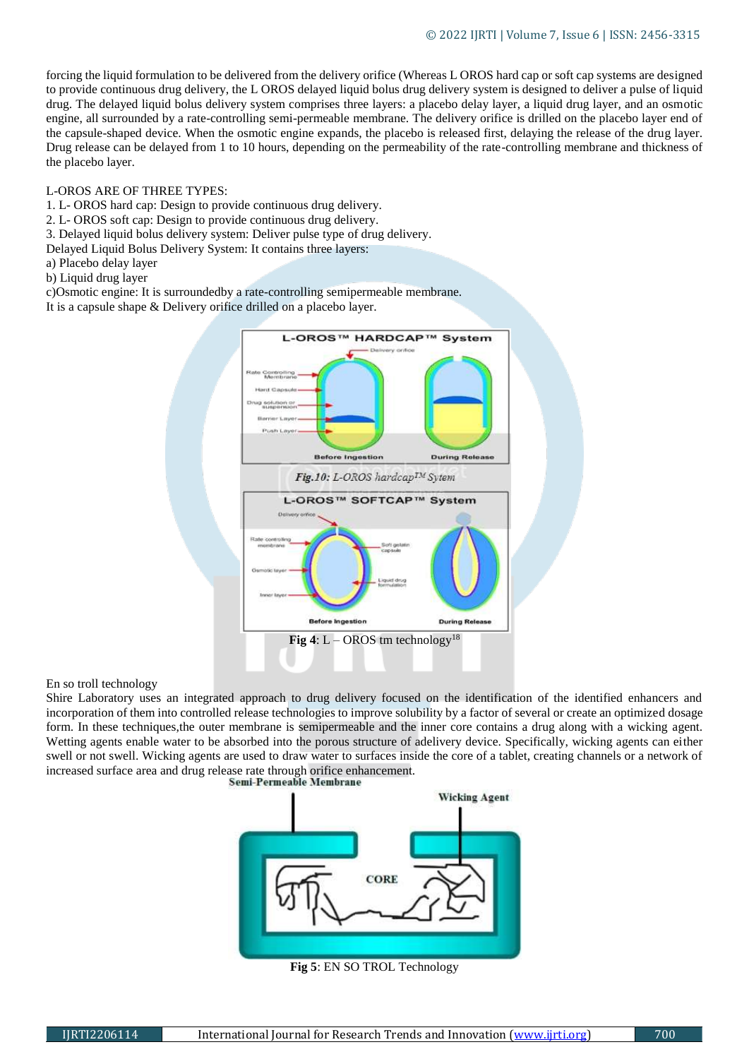forcing the liquid formulation to be delivered from the delivery orifice (Whereas L OROS hard cap or soft cap systems are designed to provide continuous drug delivery, the L OROS delayed liquid bolus drug delivery system is designed to deliver a pulse of liquid drug. The delayed liquid bolus delivery system comprises three layers: a placebo delay layer, a liquid drug layer, and an osmotic engine, all surrounded by a rate-controlling semi-permeable membrane. The delivery orifice is drilled on the placebo layer end of the capsule-shaped device. When the osmotic engine expands, the placebo is released first, delaying the release of the drug layer. Drug release can be delayed from 1 to 10 hours, depending on the permeability of the rate-controlling membrane and thickness of the placebo layer.

L-OROS ARE OF THREE TYPES:

1. L- OROS hard cap: Design to provide continuous drug delivery.
2. L- OROS soft cap: Design to provide continuous drug delivery.
3. Delayed liquid bolus delivery system: Deliver pulse type of drug delivery.

Delayed Liquid Bolus Delivery System: It contains three layers:

a) Placebo delay layer

b) Liquid drug layer

c)Osmotic engine: It is surroundedby a rate-controlling semipermeable membrane.

It is a capsule shape & Delivery orifice drilled on a placebo layer.

*Fig.10: L-OROS hardcap™ Sytem*

**Fig 4**: L – OROS tm technology[18]

En so troll technology

Shire Laboratory uses an integrated approach to drug delivery focused on the identification of the identified enhancers and incorporation of them into controlled release technologies to improve solubility by a factor of several or create an optimized dosage form. In these techniques,the outer membrane is semipermeable and the inner core contains a drug along with a wicking agent. Wetting agents enable water to be absorbed into the porous structure of adelivery device. Specifically, wicking agents can either swell or not swell. Wicking agents are used to draw water to surfaces inside the core of a tablet, creating channels or a network of increased surface area and drug release rate through orifice enhancement.

**Fig 5**: EN SO TROL Technology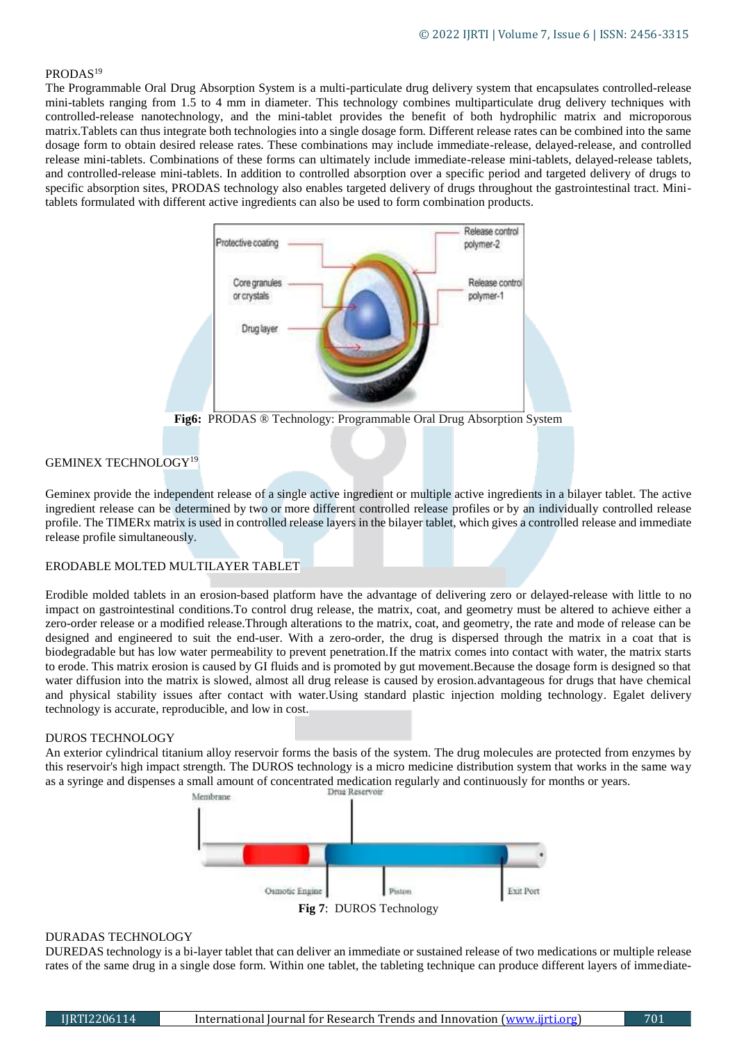PRODAS[19]

The Programmable Oral Drug Absorption System is a multi-particulate drug delivery system that encapsulates controlled-release mini-tablets ranging from 1.5 to 4 mm in diameter. This technology combines multiparticulate drug delivery techniques with controlled-release nanotechnology, and the mini-tablet provides the benefit of both hydrophilic matrix and microporous matrix.Tablets can thus integrate both technologies into a single dosage form. Different release rates can be combined into the same dosage form to obtain desired release rates. These combinations may include immediate-release, delayed-release, and controlled release mini-tablets. Combinations of these forms can ultimately include immediate-release mini-tablets, delayed-release tablets, and controlled-release mini-tablets. In addition to controlled absorption over a specific period and targeted delivery of drugs to specific absorption sites, PRODAS technology also enables targeted delivery of drugs throughout the gastrointestinal tract. Mini-tablets formulated with different active ingredients can also be used to form combination products.

**Fig6:** PRODAS ® Technology: Programmable Oral Drug Absorption System

GEMINEX TECHNOLOGY[19]

Geminex provide the independent release of a single active ingredient or multiple active ingredients in a bilayer tablet. The active ingredient release can be determined by two or more different controlled release profiles or by an individually controlled release profile. The TIMERx matrix is used in controlled release layers in the bilayer tablet, which gives a controlled release and immediate release profile simultaneously.

ERODABLE MOLTED MULTILAYER TABLET

Erodible molded tablets in an erosion-based platform have the advantage of delivering zero or delayed-release with little to no impact on gastrointestinal conditions.To control drug release, the matrix, coat, and geometry must be altered to achieve either a zero-order release or a modified release.Through alterations to the matrix, coat, and geometry, the rate and mode of release can be designed and engineered to suit the end-user. With a zero-order, the drug is dispersed through the matrix in a coat that is biodegradable but has low water permeability to prevent penetration.If the matrix comes into contact with water, the matrix starts to erode. This matrix erosion is caused by GI fluids and is promoted by gut movement.Because the dosage form is designed so that water diffusion into the matrix is slowed, almost all drug release is caused by erosion.advantageous for drugs that have chemical and physical stability issues after contact with water.Using standard plastic injection molding technology. Egalet delivery technology is accurate, reproducible, and low in cost.

DUROS TECHNOLOGY

An exterior cylindrical titanium alloy reservoir forms the basis of the system. The drug molecules are protected from enzymes by this reservoir's high impact strength. The DUROS technology is a micro medicine distribution system that works in the same way as a syringe and dispenses a small amount of concentrated medication regularly and continuously for months or years.

**Fig 7**: DUROS Technology

DURADAS TECHNOLOGY

DUREDAS technology is a bi-layer tablet that can deliver an immediate or sustained release of two medications or multiple release rates of the same drug in a single dose form. Within one tablet, the tableting technique can produce different layers of immediate-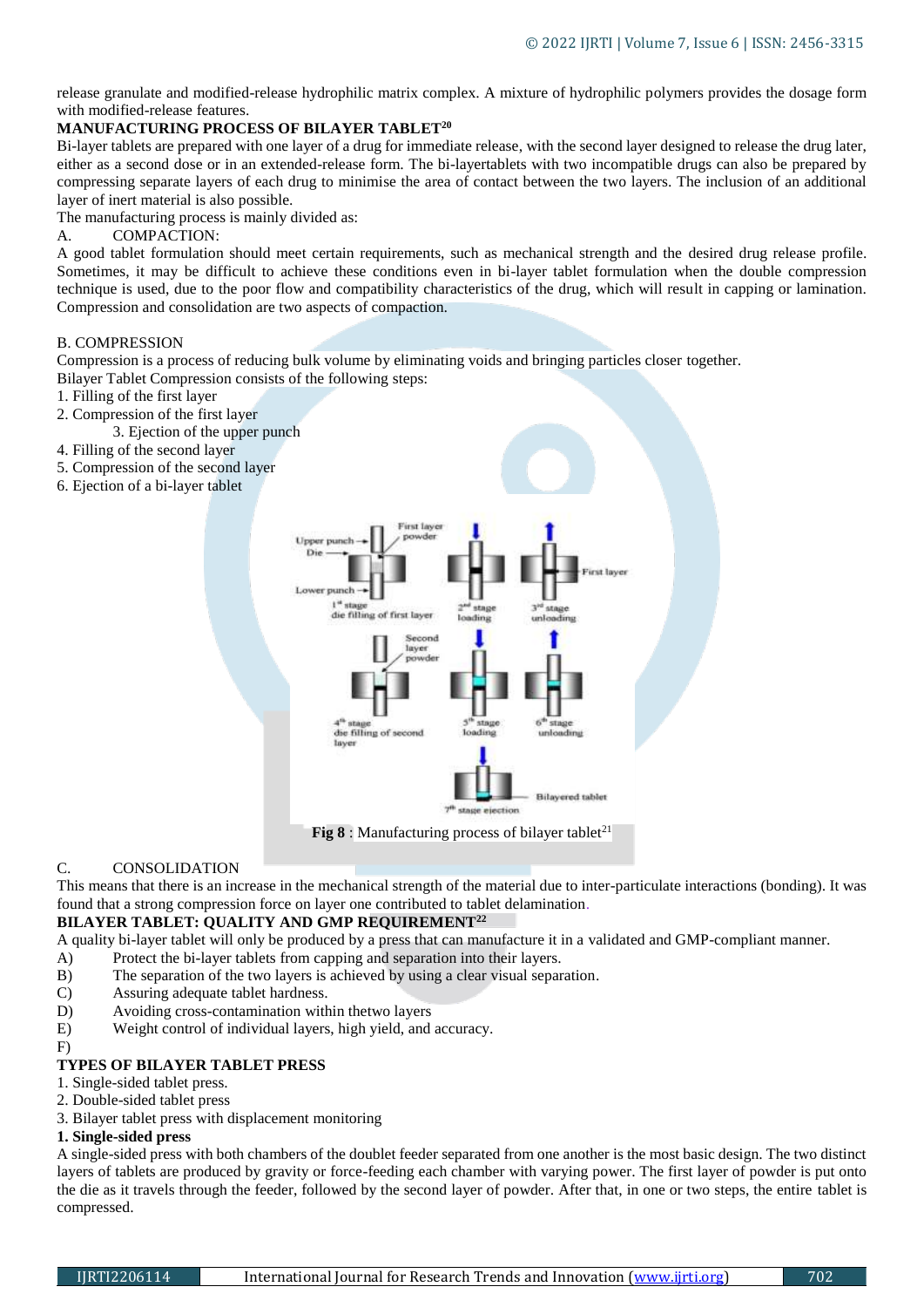release granulate and modified-release hydrophilic matrix complex. A mixture of hydrophilic polymers provides the dosage form with modified-release features.

**MANUFACTURING PROCESS OF BILAYER TABLET[20]**

Bi-layer tablets are prepared with one layer of a drug for immediate release, with the second layer designed to release the drug later, either as a second dose or in an extended-release form. The bi-layertablets with two incompatible drugs can also be prepared by compressing separate layers of each drug to minimise the area of contact between the two layers. The inclusion of an additional layer of inert material is also possible.

The manufacturing process is mainly divided as:

A. COMPACTION:

A good tablet formulation should meet certain requirements, such as mechanical strength and the desired drug release profile. Sometimes, it may be difficult to achieve these conditions even in bi-layer tablet formulation when the double compression technique is used, due to the poor flow and compatibility characteristics of the drug, which will result in capping or lamination. Compression and consolidation are two aspects of compaction.

B. COMPRESSION

Compression is a process of reducing bulk volume by eliminating voids and bringing particles closer together.

Bilayer Tablet Compression consists of the following steps:

1. Filling of the first layer
2. Compression of the first layer
3. Ejection of the upper punch
4. Filling of the second layer
5. Compression of the second layer
6. Ejection of a bi-layer tablet

**Fig 8** : Manufacturing process of bilayer tablet[21]

C. CONSOLIDATION

This means that there is an increase in the mechanical strength of the material due to inter-particulate interactions (bonding). It was found that a strong compression force on layer one contributed to tablet delamination.

**BILAYER TABLET: QUALITY AND GMP REQUIREMENT[22]**

A quality bi-layer tablet will only be produced by a press that can manufacture it in a validated and GMP-compliant manner.

A) Protect the bi-layer tablets from capping and separation into their layers.
B) The separation of the two layers is achieved by using a clear visual separation.
C) Assuring adequate tablet hardness.
D) Avoiding cross-contamination within thetwo layers
E) Weight control of individual layers, high yield, and accuracy.
F)

**TYPES OF BILAYER TABLET PRESS**

1. Single-sided tablet press.
2. Double-sided tablet press
3. Bilayer tablet press with displacement monitoring

**1. Single-sided press**

A single-sided press with both chambers of the doublet feeder separated from one another is the most basic design. The two distinct layers of tablets are produced by gravity or force-feeding each chamber with varying power. The first layer of powder is put onto the die as it travels through the feeder, followed by the second layer of powder. After that, in one or two steps, the entire tablet is compressed.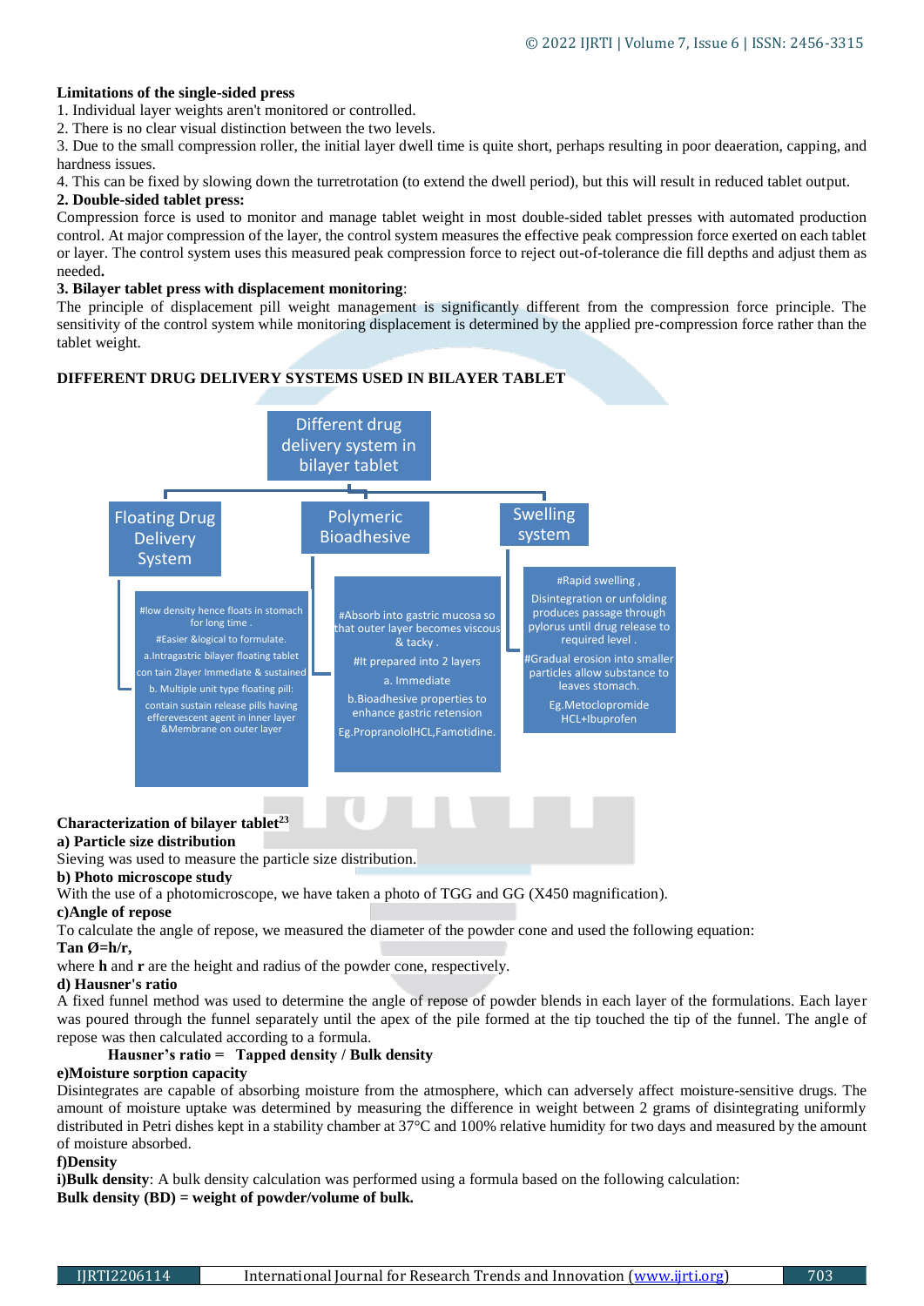**Limitations of the single-sided press**

1. Individual layer weights aren't monitored or controlled.
2. There is no clear visual distinction between the two levels.
3. Due to the small compression roller, the initial layer dwell time is quite short, perhaps resulting in poor deaeration, capping, and hardness issues.
4. This can be fixed by slowing down the turretrotation (to extend the dwell period), but this will result in reduced tablet output.

**2. Double-sided tablet press:**

Compression force is used to monitor and manage tablet weight in most double-sided tablet presses with automated production control. At major compression of the layer, the control system measures the effective peak compression force exerted on each tablet or layer. The control system uses this measured peak compression force to reject out-of-tolerance die fill depths and adjust them as needed**.**

**3. Bilayer tablet press with displacement monitoring**:

The principle of displacement pill weight management is significantly different from the compression force principle. The sensitivity of the control system while monitoring displacement is determined by the applied pre-compression force rather than the tablet weight.

**DIFFERENT DRUG DELIVERY SYSTEMS USED IN BILAYER TABLET**

Different drug delivery system in bilayer tablet

- Floating Drug Delivery System
  - #low density hence floats in stomach for long time .
  - #Easier &logical to formulate.
  - a.Intragastric bilayer floating tablet con tain 2layer Immediate & sustained
  - b. Multiple unit type floating pill: contain sustain release pills having efferevescent agent in inner layer &Membrane on outer layer
- Polymeric Bioadhesive
  - #Absorb into gastric mucosa so that outer layer becomes viscous & tacky .
  - #It prepared into 2 layers
  - a. Immediate
  - b.Bioadhesive properties to enhance gastric retension
  - Eg.PropranololHCL,Famotidine.
- Swelling system
  - #Rapid swelling , Disintegration or unfolding produces passage through pylorus until drug release to required level .
  - #Gradual erosion into smaller particles allow substance to leaves stomach.
  - Eg.Metoclopromide HCL+Ibuprofen

**Characterization of bilayer tablet[23]**

**a) Particle size distribution**

Sieving was used to measure the particle size distribution.

**b) Photo microscope study**

With the use of a photomicroscope, we have taken a photo of TGG and GG (X450 magnification).

**c)Angle of repose**

To calculate the angle of repose, we measured the diameter of the powder cone and used the following equation:

**Tan Ø=h/r,**

where **h** and **r** are the height and radius of the powder cone, respectively.

**d) Hausner's ratio**

A fixed funnel method was used to determine the angle of repose of powder blends in each layer of the formulations. Each layer was poured through the funnel separately until the apex of the pile formed at the tip touched the tip of the funnel. The angle of repose was then calculated according to a formula.

**Hausner's ratio = Tapped density / Bulk density**

**e)Moisture sorption capacity**

Disintegrates are capable of absorbing moisture from the atmosphere, which can adversely affect moisture-sensitive drugs. The amount of moisture uptake was determined by measuring the difference in weight between 2 grams of disintegrating uniformly distributed in Petri dishes kept in a stability chamber at 37°C and 100% relative humidity for two days and measured by the amount of moisture absorbed.

**f)Density**

**i)Bulk density**: A bulk density calculation was performed using a formula based on the following calculation:

**Bulk density (BD) = weight of powder/volume of bulk.**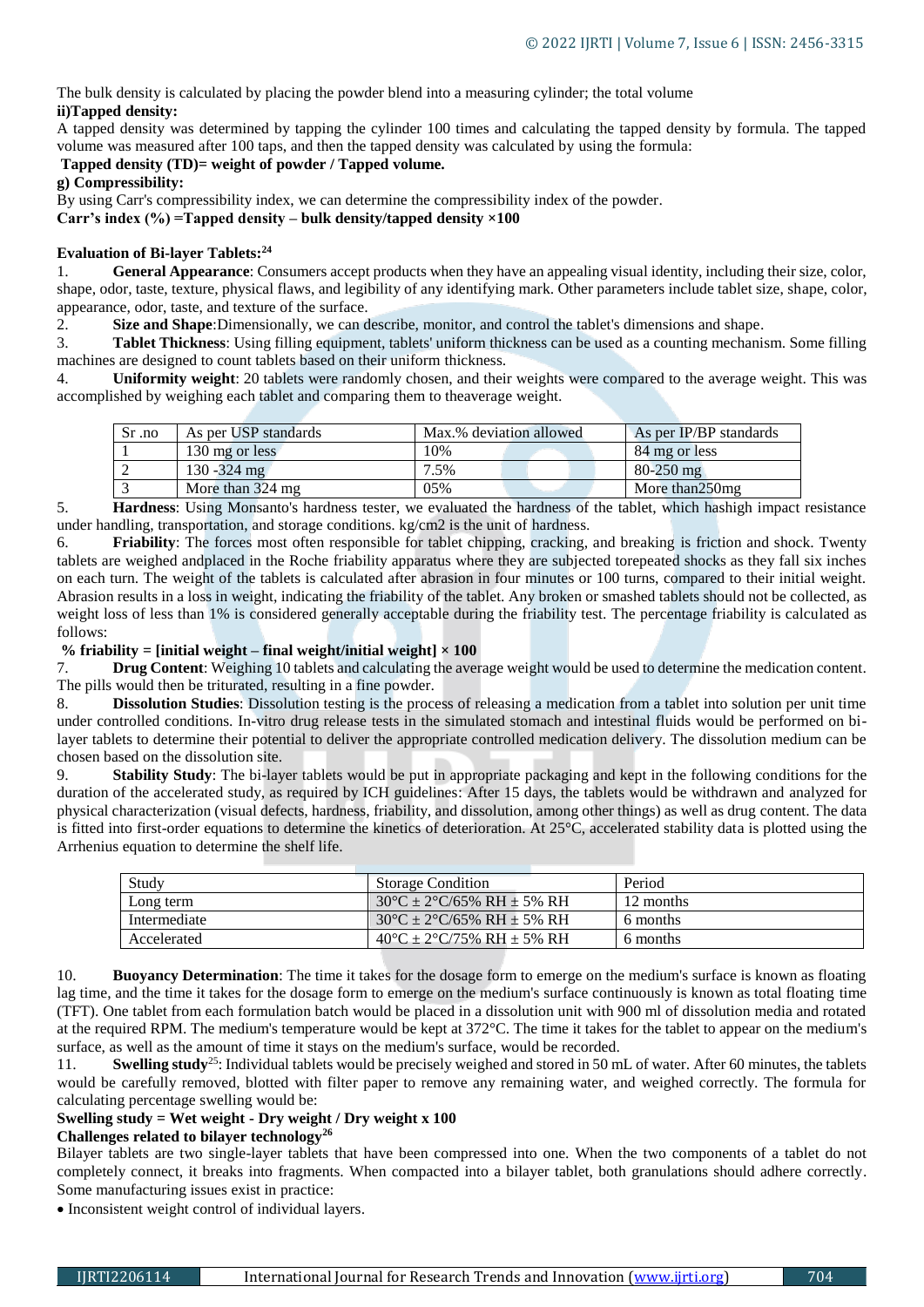The bulk density is calculated by placing the powder blend into a measuring cylinder; the total volume

**ii)Tapped density:**

A tapped density was determined by tapping the cylinder 100 times and calculating the tapped density by formula. The tapped volume was measured after 100 taps, and then the tapped density was calculated by using the formula:

**Tapped density (TD)= weight of powder / Tapped volume.**

**g) Compressibility:**

By using Carr's compressibility index, we can determine the compressibility index of the powder.

**Carr's index (%) =Tapped density – bulk density/tapped density ×100**

**Evaluation of Bi-layer Tablets:[24]**

1. **General Appearance**: Consumers accept products when they have an appealing visual identity, including their size, color, shape, odor, taste, texture, physical flaws, and legibility of any identifying mark. Other parameters include tablet size, shape, color, appearance, odor, taste, and texture of the surface.
2. **Size and Shape**:Dimensionally, we can describe, monitor, and control the tablet's dimensions and shape.
3. **Tablet Thickness**: Using filling equipment, tablets' uniform thickness can be used as a counting mechanism. Some filling machines are designed to count tablets based on their uniform thickness.
4. **Uniformity weight**: 20 tablets were randomly chosen, and their weights were compared to the average weight. This was accomplished by weighing each tablet and comparing them to theaverage weight.

| Sr .no | As per USP standards | Max.% deviation allowed | As per IP/BP standards |
|---|---|---|---|
| 1 | 130 mg or less | 10% | 84 mg or less |
| 2 | 130 -324 mg | 7.5% | 80-250 mg |
| 3 | More than 324 mg | 05% | More than250mg |

5. **Hardness**: Using Monsanto's hardness tester, we evaluated the hardness of the tablet, which hashigh impact resistance under handling, transportation, and storage conditions. kg/cm2 is the unit of hardness.
6. **Friability**: The forces most often responsible for tablet chipping, cracking, and breaking is friction and shock. Twenty tablets are weighed andplaced in the Roche friability apparatus where they are subjected torepeated shocks as they fall six inches on each turn. The weight of the tablets is calculated after abrasion in four minutes or 100 turns, compared to their initial weight. Abrasion results in a loss in weight, indicating the friability of the tablet. Any broken or smashed tablets should not be collected, as weight loss of less than 1% is considered generally acceptable during the friability test. The percentage friability is calculated as follows:

**% friability = [initial weight – final weight/initial weight] × 100**

7. **Drug Content**: Weighing 10 tablets and calculating the average weight would be used to determine the medication content. The pills would then be triturated, resulting in a fine powder.
8. **Dissolution Studies**: Dissolution testing is the process of releasing a medication from a tablet into solution per unit time under controlled conditions. In-vitro drug release tests in the simulated stomach and intestinal fluids would be performed on bi-layer tablets to determine their potential to deliver the appropriate controlled medication delivery. The dissolution medium can be chosen based on the dissolution site.
9. **Stability Study**: The bi-layer tablets would be put in appropriate packaging and kept in the following conditions for the duration of the accelerated study, as required by ICH guidelines: After 15 days, the tablets would be withdrawn and analyzed for physical characterization (visual defects, hardness, friability, and dissolution, among other things) as well as drug content. The data is fitted into first-order equations to determine the kinetics of deterioration. At 25°C, accelerated stability data is plotted using the Arrhenius equation to determine the shelf life.

| Study | Storage Condition | Period |
|---|---|---|
| Long term | 30°C ± 2°C/65% RH ± 5% RH | 12 months |
| Intermediate | 30°C ± 2°C/65% RH ± 5% RH | 6 months |
| Accelerated | 40°C ± 2°C/75% RH ± 5% RH | 6 months |

10. **Buoyancy Determination**: The time it takes for the dosage form to emerge on the medium's surface is known as floating lag time, and the time it takes for the dosage form to emerge on the medium's surface continuously is known as total floating time (TFT). One tablet from each formulation batch would be placed in a dissolution unit with 900 ml of dissolution media and rotated at the required RPM. The medium's temperature would be kept at 372°C. The time it takes for the tablet to appear on the medium's surface, as well as the amount of time it stays on the medium's surface, would be recorded.
11. **Swelling study**[25]: Individual tablets would be precisely weighed and stored in 50 mL of water. After 60 minutes, the tablets would be carefully removed, blotted with filter paper to remove any remaining water, and weighed correctly. The formula for calculating percentage swelling would be:

**Swelling study = Wet weight - Dry weight / Dry weight x 100**

**Challenges related to bilayer technology[26]**

Bilayer tablets are two single-layer tablets that have been compressed into one. When the two components of a tablet do not completely connect, it breaks into fragments. When compacted into a bilayer tablet, both granulations should adhere correctly. Some manufacturing issues exist in practice:

- Inconsistent weight control of individual layers.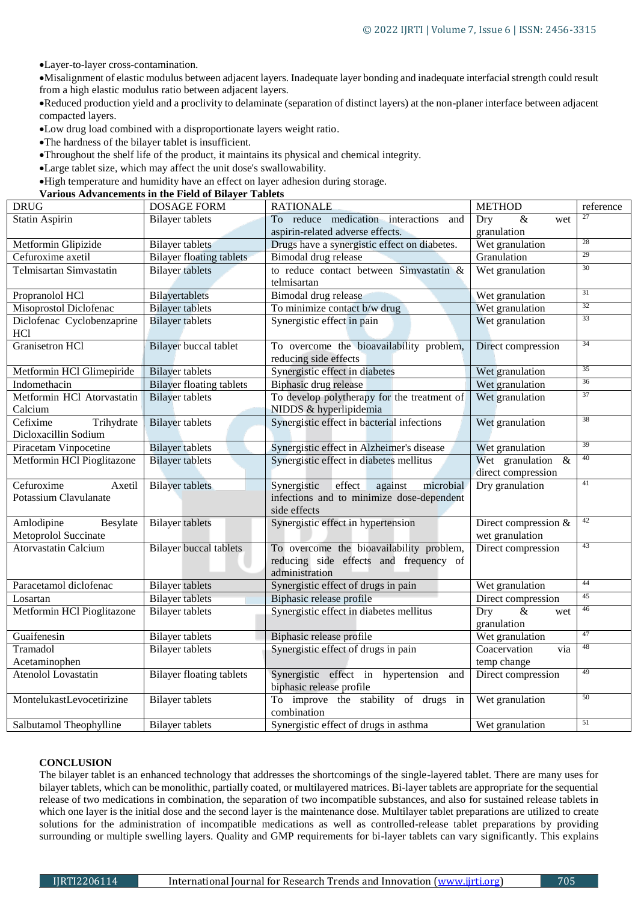- Layer-to-layer cross-contamination.
- Misalignment of elastic modulus between adjacent layers. Inadequate layer bonding and inadequate interfacial strength could result from a high elastic modulus ratio between adjacent layers.
- Reduced production yield and a proclivity to delaminate (separation of distinct layers) at the non-planer interface between adjacent compacted layers.
- Low drug load combined with a disproportionate layers weight ratio.
- The hardness of the bilayer tablet is insufficient.
- Throughout the shelf life of the product, it maintains its physical and chemical integrity.
- Large tablet size, which may affect the unit dose's swallowability.
- High temperature and humidity have an effect on layer adhesion during storage.

**Various Advancements in the Field of Bilayer Tablets**

| DRUG | DOSAGE FORM | RATIONALE | METHOD | reference |
|---|---|---|---|---|
| Statin Aspirin | Bilayer tablets | To reduce medication interactions and aspirin-related adverse effects. | Dry & wet granulation | 27 |
| Metformin Glipizide | Bilayer tablets | Drugs have a synergistic effect on diabetes. | Wet granulation | 28 |
| Cefuroxime axetil | Bilayer floating tablets | Bimodal drug release | Granulation | 29 |
| Telmisartan Simvastatin | Bilayer tablets | to reduce contact between Simvastatin & telmisartan | Wet granulation | 30 |
| Propranolol HCl | Bilayertablets | Bimodal drug release | Wet granulation | 31 |
| Misoprostol Diclofenac | Bilayer tablets | To minimize contact b/w drug | Wet granulation | 32 |
| Diclofenac Cyclobenzaprine HCl | Bilayer tablets | Synergistic effect in pain | Wet granulation | 33 |
| Granisetron HCl | Bilayer buccal tablet | To overcome the bioavailability problem, reducing side effects | Direct compression | 34 |
| Metformin HCl Glimepiride | Bilayer tablets | Synergistic effect in diabetes | Wet granulation | 35 |
| Indomethacin | Bilayer floating tablets | Biphasic drug release | Wet granulation | 36 |
| Metformin HCl Atorvastatin Calcium | Bilayer tablets | To develop polytherapy for the treatment of NIDDS & hyperlipidemia | Wet granulation | 37 |
| Cefixime Trihydrate Dicloxacillin Sodium | Bilayer tablets | Synergistic effect in bacterial infections | Wet granulation | 38 |
| Piracetam Vinpocetine | Bilayer tablets | Synergistic effect in Alzheimer's disease | Wet granulation | 39 |
| Metformin HCl Pioglitazone | Bilayer tablets | Synergistic effect in diabetes mellitus | Wet granulation & direct compression | 40 |
| Cefuroxime Axetil Potassium Clavulanate | Bilayer tablets | Synergistic effect against microbial infections and to minimize dose-dependent side effects | Dry granulation | 41 |
| Amlodipine Besylate Metoprolol Succinate | Bilayer tablets | Synergistic effect in hypertension | Direct compression & wet granulation | 42 |
| Atorvastatin Calcium | Bilayer buccal tablets | To overcome the bioavailability problem, reducing side effects and frequency of administration | Direct compression | 43 |
| Paracetamol diclofenac | Bilayer tablets | Synergistic effect of drugs in pain | Wet granulation | 44 |
| Losartan | Bilayer tablets | Biphasic release profile | Direct compression | 45 |
| Metformin HCl Pioglitazone | Bilayer tablets | Synergistic effect in diabetes mellitus | Dry & wet granulation | 46 |
| Guaifenesin | Bilayer tablets | Biphasic release profile | Wet granulation | 47 |
| Tramadol Acetaminophen | Bilayer tablets | Synergistic effect of drugs in pain | Coacervation via temp change | 48 |
| Atenolol Lovastatin | Bilayer floating tablets | Synergistic effect in hypertension and biphasic release profile | Direct compression | 49 |
| MontelukastLevocetirizine | Bilayer tablets | To improve the stability of drugs in combination | Wet granulation | 50 |
| Salbutamol Theophylline | Bilayer tablets | Synergistic effect of drugs in asthma | Wet granulation | 51 |

**CONCLUSION**

The bilayer tablet is an enhanced technology that addresses the shortcomings of the single-layered tablet. There are many uses for bilayer tablets, which can be monolithic, partially coated, or multilayered matrices. Bi-layer tablets are appropriate for the sequential release of two medications in combination, the separation of two incompatible substances, and also for sustained release tablets in which one layer is the initial dose and the second layer is the maintenance dose. Multilayer tablet preparations are utilized to create solutions for the administration of incompatible medications as well as controlled-release tablet preparations by providing surrounding or multiple swelling layers. Quality and GMP requirements for bi-layer tablets can vary significantly. This explains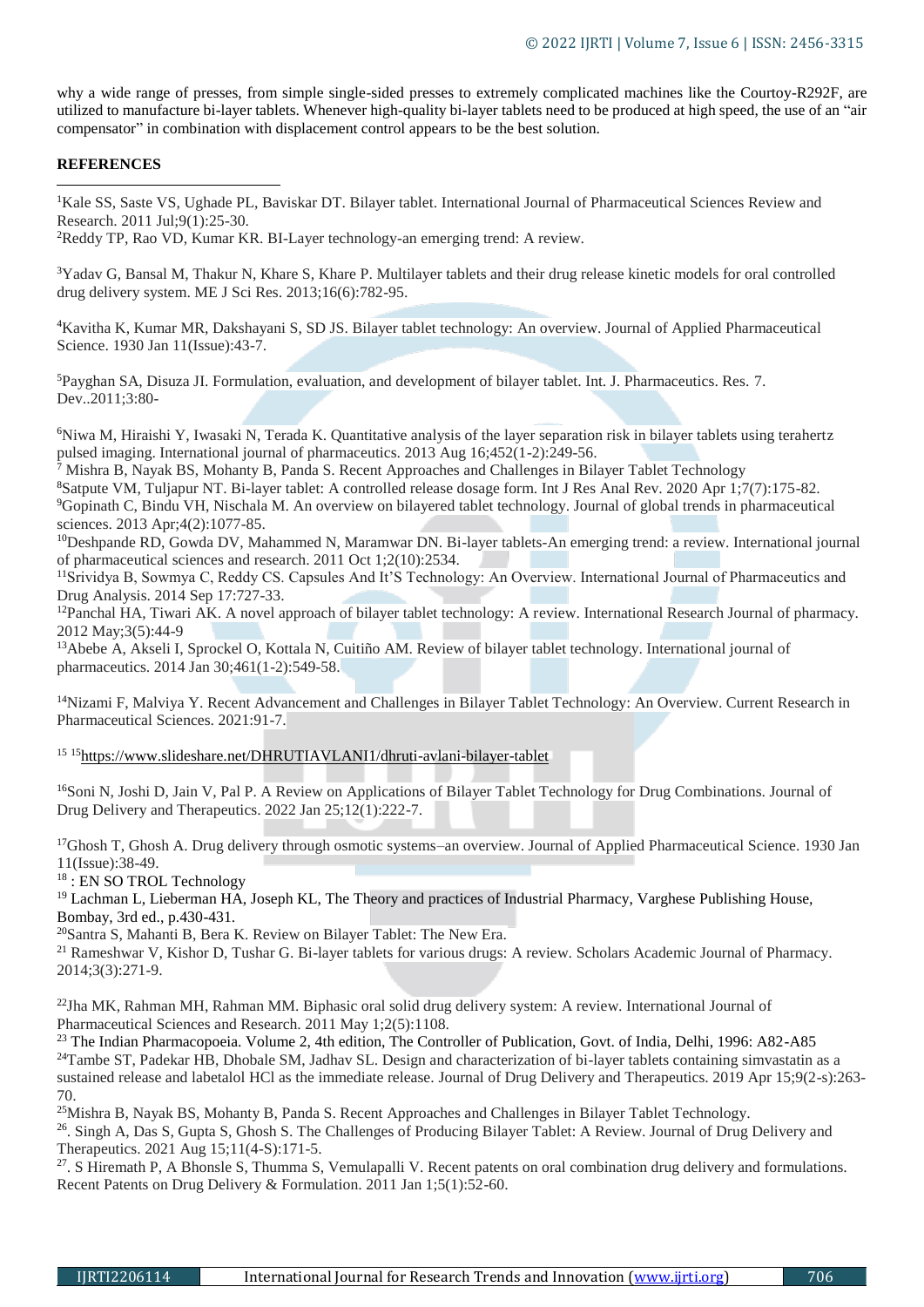why a wide range of presses, from simple single-sided presses to extremely complicated machines like the Courtoy-R292F, are utilized to manufacture bi-layer tablets. Whenever high-quality bi-layer tablets need to be produced at high speed, the use of an "air compensator" in combination with displacement control appears to be the best solution.

**REFERENCES**

[1]Kale SS, Saste VS, Ughade PL, Baviskar DT. Bilayer tablet. International Journal of Pharmaceutical Sciences Review and Research. 2011 Jul;9(1):25-30.

[2]Reddy TP, Rao VD, Kumar KR. BI-Layer technology-an emerging trend: A review.

[3]Yadav G, Bansal M, Thakur N, Khare S, Khare P. Multilayer tablets and their drug release kinetic models for oral controlled drug delivery system. ME J Sci Res. 2013;16(6):782-95.

[4]Kavitha K, Kumar MR, Dakshayani S, SD JS. Bilayer tablet technology: An overview. Journal of Applied Pharmaceutical Science. 1930 Jan 11(Issue):43-7.

[5]Payghan SA, Disuza JI. Formulation, evaluation, and development of bilayer tablet. Int. J. Pharmaceutics. Res. 7. Dev..2011;3:80-

[6]Niwa M, Hiraishi Y, Iwasaki N, Terada K. Quantitative analysis of the layer separation risk in bilayer tablets using terahertz pulsed imaging. International journal of pharmaceutics. 2013 Aug 16;452(1-2):249-56.

[7] Mishra B, Nayak BS, Mohanty B, Panda S. Recent Approaches and Challenges in Bilayer Tablet Technology

[8]Satpute VM, Tuljapur NT. Bi-layer tablet: A controlled release dosage form. Int J Res Anal Rev. 2020 Apr 1;7(7):175-82.

[9]Gopinath C, Bindu VH, Nischala M. An overview on bilayered tablet technology. Journal of global trends in pharmaceutical sciences. 2013 Apr;4(2):1077-85.

[10]Deshpande RD, Gowda DV, Mahammed N, Maramwar DN. Bi-layer tablets-An emerging trend: a review. International journal of pharmaceutical sciences and research. 2011 Oct 1;2(10):2534.

[11]Srividya B, Sowmya C, Reddy CS. Capsules And It'S Technology: An Overview. International Journal of Pharmaceutics and Drug Analysis. 2014 Sep 17:727-33.

[12]Panchal HA, Tiwari AK. A novel approach of bilayer tablet technology: A review. International Research Journal of pharmacy. 2012 May;3(5):44-9

[13]Abebe A, Akseli I, Sprockel O, Kottala N, Cuitiño AM. Review of bilayer tablet technology. International journal of pharmaceutics. 2014 Jan 30;461(1-2):549-58.

[14]Nizami F, Malviya Y. Recent Advancement and Challenges in Bilayer Tablet Technology: An Overview. Current Research in Pharmaceutical Sciences. 2021:91-7.

[15] [15]https://www.slideshare.net/DHRUTIAVLANI1/dhruti-avlani-bilayer-tablet

[16]Soni N, Joshi D, Jain V, Pal P. A Review on Applications of Bilayer Tablet Technology for Drug Combinations. Journal of Drug Delivery and Therapeutics. 2022 Jan 25;12(1):222-7.

[17]Ghosh T, Ghosh A. Drug delivery through osmotic systems–an overview. Journal of Applied Pharmaceutical Science. 1930 Jan 11(Issue):38-49.

[18] : EN SO TROL Technology

[19] Lachman L, Lieberman HA, Joseph KL, The Theory and practices of Industrial Pharmacy, Varghese Publishing House, Bombay, 3rd ed., p.430-431.

[20]Santra S, Mahanti B, Bera K. Review on Bilayer Tablet: The New Era.

[21] Rameshwar V, Kishor D, Tushar G. Bi-layer tablets for various drugs: A review. Scholars Academic Journal of Pharmacy. 2014;3(3):271-9.

[22]Jha MK, Rahman MH, Rahman MM. Biphasic oral solid drug delivery system: A review. International Journal of Pharmaceutical Sciences and Research. 2011 May 1;2(5):1108.

[23] The Indian Pharmacopoeia. Volume 2, 4th edition, The Controller of Publication, Govt. of India, Delhi, 1996: A82-A85

[24]Tambe ST, Padekar HB, Dhobale SM, Jadhav SL. Design and characterization of bi-layer tablets containing simvastatin as a sustained release and labetalol HCl as the immediate release. Journal of Drug Delivery and Therapeutics. 2019 Apr 15;9(2-s):263-70.

[25]Mishra B, Nayak BS, Mohanty B, Panda S. Recent Approaches and Challenges in Bilayer Tablet Technology.

[26]. Singh A, Das S, Gupta S, Ghosh S. The Challenges of Producing Bilayer Tablet: A Review. Journal of Drug Delivery and Therapeutics. 2021 Aug 15;11(4-S):171-5.

[27]. S Hiremath P, A Bhonsle S, Thumma S, Vemulapalli V. Recent patents on oral combination drug delivery and formulations. Recent Patents on Drug Delivery & Formulation. 2011 Jan 1;5(1):52-60.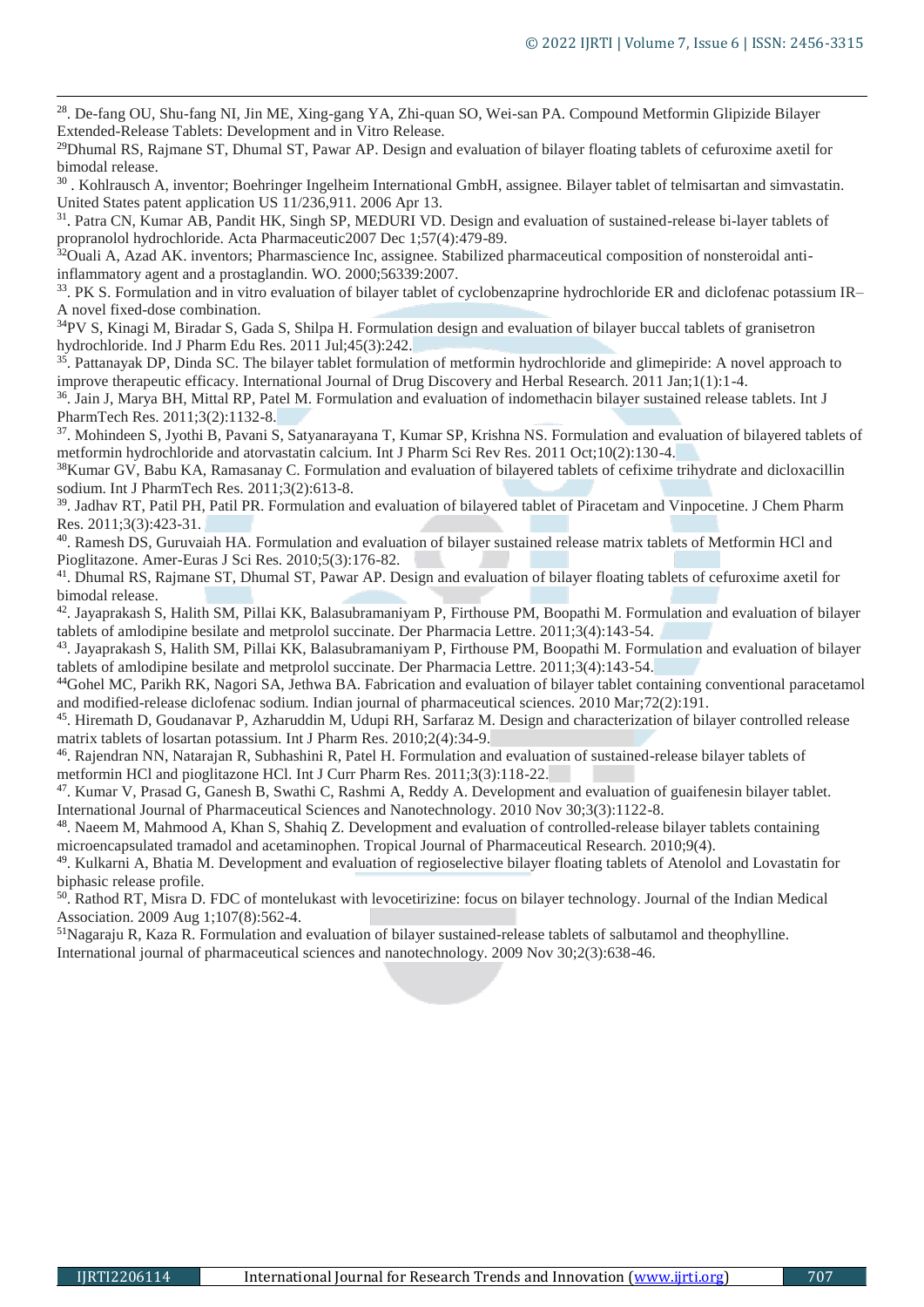[28]. De-fang OU, Shu-fang NI, Jin ME, Xing-gang YA, Zhi-quan SO, Wei-san PA. Compound Metformin Glipizide Bilayer Extended-Release Tablets: Development and in Vitro Release.

[29]Dhumal RS, Rajmane ST, Dhumal ST, Pawar AP. Design and evaluation of bilayer floating tablets of cefuroxime axetil for bimodal release.

[30] . Kohlrausch A, inventor; Boehringer Ingelheim International GmbH, assignee. Bilayer tablet of telmisartan and simvastatin. United States patent application US 11/236,911. 2006 Apr 13.

[31]. Patra CN, Kumar AB, Pandit HK, Singh SP, MEDURI VD. Design and evaluation of sustained-release bi-layer tablets of propranolol hydrochloride. Acta Pharmaceutic2007 Dec 1;57(4):479-89.

[32]Ouali A, Azad AK. inventors; Pharmascience Inc, assignee. Stabilized pharmaceutical composition of nonsteroidal anti-inflammatory agent and a prostaglandin. WO. 2000;56339:2007.

[33]. PK S. Formulation and in vitro evaluation of bilayer tablet of cyclobenzaprine hydrochloride ER and diclofenac potassium IR– A novel fixed-dose combination.

[34]PV S, Kinagi M, Biradar S, Gada S, Shilpa H. Formulation design and evaluation of bilayer buccal tablets of granisetron hydrochloride. Ind J Pharm Edu Res. 2011 Jul;45(3):242.

[35]. Pattanayak DP, Dinda SC. The bilayer tablet formulation of metformin hydrochloride and glimepiride: A novel approach to improve therapeutic efficacy. International Journal of Drug Discovery and Herbal Research. 2011 Jan;1(1):1-4.

[36]. Jain J, Marya BH, Mittal RP, Patel M. Formulation and evaluation of indomethacin bilayer sustained release tablets. Int J PharmTech Res. 2011;3(2):1132-8.

[37]. Mohindeen S, Jyothi B, Pavani S, Satyanarayana T, Kumar SP, Krishna NS. Formulation and evaluation of bilayered tablets of metformin hydrochloride and atorvastatin calcium. Int J Pharm Sci Rev Res. 2011 Oct;10(2):130-4.

[38]Kumar GV, Babu KA, Ramasanay C. Formulation and evaluation of bilayered tablets of cefixime trihydrate and dicloxacillin sodium. Int J PharmTech Res. 2011;3(2):613-8.

[39]. Jadhav RT, Patil PH, Patil PR. Formulation and evaluation of bilayered tablet of Piracetam and Vinpocetine. J Chem Pharm Res. 2011;3(3):423-31.

[40]. Ramesh DS, Guruvaiah HA. Formulation and evaluation of bilayer sustained release matrix tablets of Metformin HCl and Pioglitazone. Amer-Euras J Sci Res. 2010;5(3):176-82.

[41]. Dhumal RS, Rajmane ST, Dhumal ST, Pawar AP. Design and evaluation of bilayer floating tablets of cefuroxime axetil for bimodal release.

[42]. Jayaprakash S, Halith SM, Pillai KK, Balasubramaniyam P, Firthouse PM, Boopathi M. Formulation and evaluation of bilayer tablets of amlodipine besilate and metprolol succinate. Der Pharmacia Lettre. 2011;3(4):143-54.

[43]. Jayaprakash S, Halith SM, Pillai KK, Balasubramaniyam P, Firthouse PM, Boopathi M. Formulation and evaluation of bilayer tablets of amlodipine besilate and metprolol succinate. Der Pharmacia Lettre. 2011;3(4):143-54.

[44]Gohel MC, Parikh RK, Nagori SA, Jethwa BA. Fabrication and evaluation of bilayer tablet containing conventional paracetamol and modified-release diclofenac sodium. Indian journal of pharmaceutical sciences. 2010 Mar;72(2):191.

[45]. Hiremath D, Goudanavar P, Azharuddin M, Udupi RH, Sarfaraz M. Design and characterization of bilayer controlled release matrix tablets of losartan potassium. Int J Pharm Res. 2010;2(4):34-9.

[46]. Rajendran NN, Natarajan R, Subhashini R, Patel H. Formulation and evaluation of sustained-release bilayer tablets of metformin HCl and pioglitazone HCl. Int J Curr Pharm Res. 2011;3(3):118-22.

[47]. Kumar V, Prasad G, Ganesh B, Swathi C, Rashmi A, Reddy A. Development and evaluation of guaifenesin bilayer tablet. International Journal of Pharmaceutical Sciences and Nanotechnology. 2010 Nov 30;3(3):1122-8.

[48]. Naeem M, Mahmood A, Khan S, Shahiq Z. Development and evaluation of controlled-release bilayer tablets containing microencapsulated tramadol and acetaminophen. Tropical Journal of Pharmaceutical Research. 2010;9(4).

[49]. Kulkarni A, Bhatia M. Development and evaluation of regioselective bilayer floating tablets of Atenolol and Lovastatin for biphasic release profile.

[50]. Rathod RT, Misra D. FDC of montelukast with levocetirizine: focus on bilayer technology. Journal of the Indian Medical Association. 2009 Aug 1;107(8):562-4.

[51]Nagaraju R, Kaza R. Formulation and evaluation of bilayer sustained-release tablets of salbutamol and theophylline. International journal of pharmaceutical sciences and nanotechnology. 2009 Nov 30;2(3):638-46.